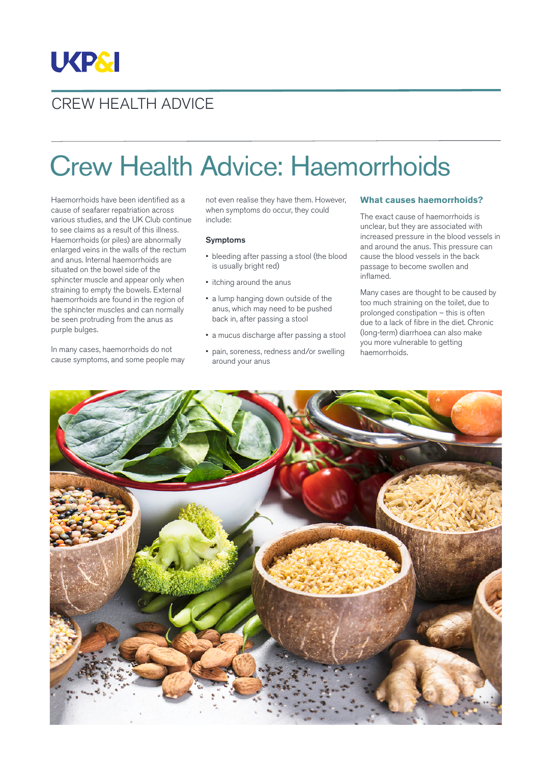UKP&I

CREW HEALTH ADVICE

# Crew Health Advice: Haemorrhoids

Haemorrhoids have been identified as a cause of seafarer repatriation across various studies, and the UK Club continue to see claims as a result of this illness. Haemorrhoids (or piles) are abnormally enlarged veins in the walls of the rectum and anus. Internal haemorrhoids are situated on the bowel side of the sphincter muscle and appear only when straining to empty the bowels. External haemorrhoids are found in the region of the sphincter muscles and can normally be seen protruding from the anus as purple bulges.

In many cases, haemorrhoids do not cause symptoms, and some people may not even realise they have them. However, when symptoms do occur, they could include:

### Symptoms

- bleeding after passing a stool (the blood is usually bright red)
- itching around the anus
- a lump hanging down outside of the anus, which may need to be pushed back in, after passing a stool
- a mucus discharge after passing a stool
- pain, soreness, redness and/or swelling around your anus

## What causes haemorrhoids?

The exact cause of haemorrhoids is unclear, but they are associated with increased pressure in the blood vessels in and around the anus. This pressure can cause the blood vessels in the back passage to become swollen and inflamed.

Many cases are thought to be caused by too much straining on the toilet, due to prolonged constipation – this is often due to a lack of fibre in the diet. Chronic (long-term) diarrhoea can also make you more vulnerable to getting haemorrhoids.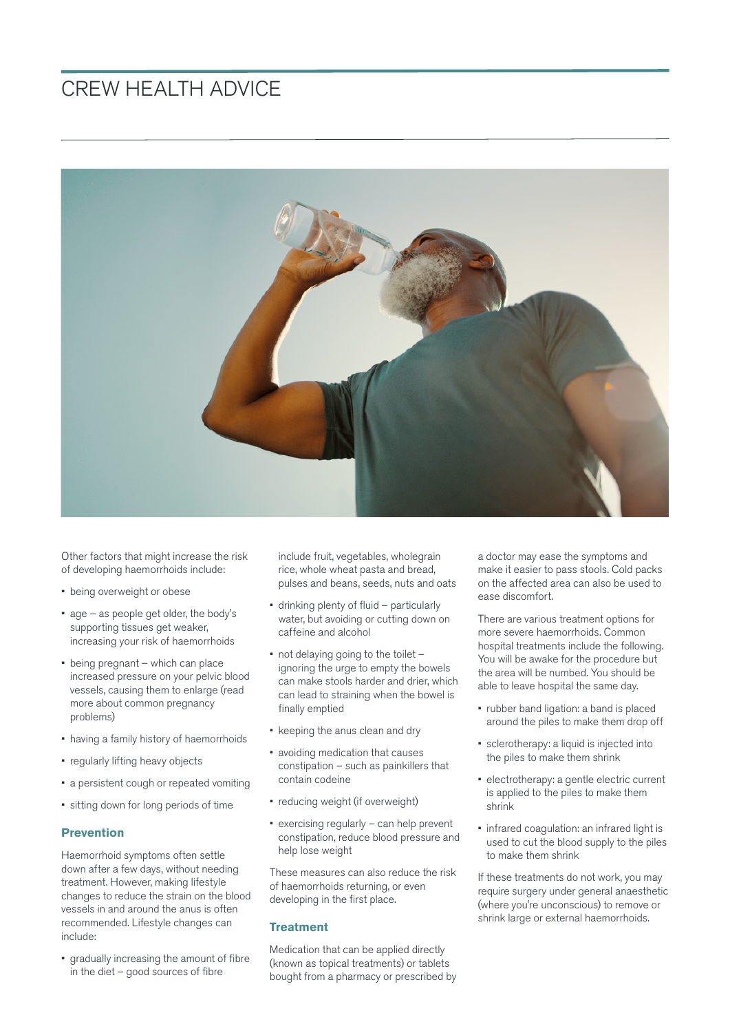Other factors that might increase the risk of developing haemorrhoids include:

- being overweight or obese
- age – as people get older, the body's supporting tissues get weaker, increasing your risk of haemorrhoids
- being pregnant – which can place increased pressure on your pelvic blood vessels, causing them to enlarge (read more about common pregnancy problems)
- having a family history of haemorrhoids
- regularly lifting heavy objects
- a persistent cough or repeated vomiting
- sitting down for long periods of time

### Prevention

Haemorrhoid symptoms often settle down after a few days, without needing treatment. However, making lifestyle changes to reduce the strain on the blood vessels in and around the anus is often recommended. Lifestyle changes can include:

- gradually increasing the amount of fibre in the diet – good sources of fibre include fruit, vegetables, wholegrain rice, whole wheat pasta and bread, pulses and beans, seeds, nuts and oats
- drinking plenty of fluid – particularly water, but avoiding or cutting down on caffeine and alcohol
- not delaying going to the toilet – ignoring the urge to empty the bowels can make stools harder and drier, which can lead to straining when the bowel is finally emptied
- keeping the anus clean and dry
- avoiding medication that causes constipation – such as painkillers that contain codeine
- reducing weight (if overweight)
- exercising regularly – can help prevent constipation, reduce blood pressure and help lose weight

These measures can also reduce the risk of haemorrhoids returning, or even developing in the first place.

### Treatment

Medication that can be applied directly (known as topical treatments) or tablets bought from a pharmacy or prescribed by a doctor may ease the symptoms and make it easier to pass stools. Cold packs on the affected area can also be used to ease discomfort.

There are various treatment options for more severe haemorrhoids. Common hospital treatments include the following. You will be awake for the procedure but the area will be numbed. You should be able to leave hospital the same day.

- rubber band ligation: a band is placed around the piles to make them drop off
- sclerotherapy: a liquid is injected into the piles to make them shrink
- electrotherapy: a gentle electric current is applied to the piles to make them shrink
- infrared coagulation: an infrared light is used to cut the blood supply to the piles to make them shrink

If these treatments do not work, you may require surgery under general anaesthetic (where you're unconscious) to remove or shrink large or external haemorrhoids.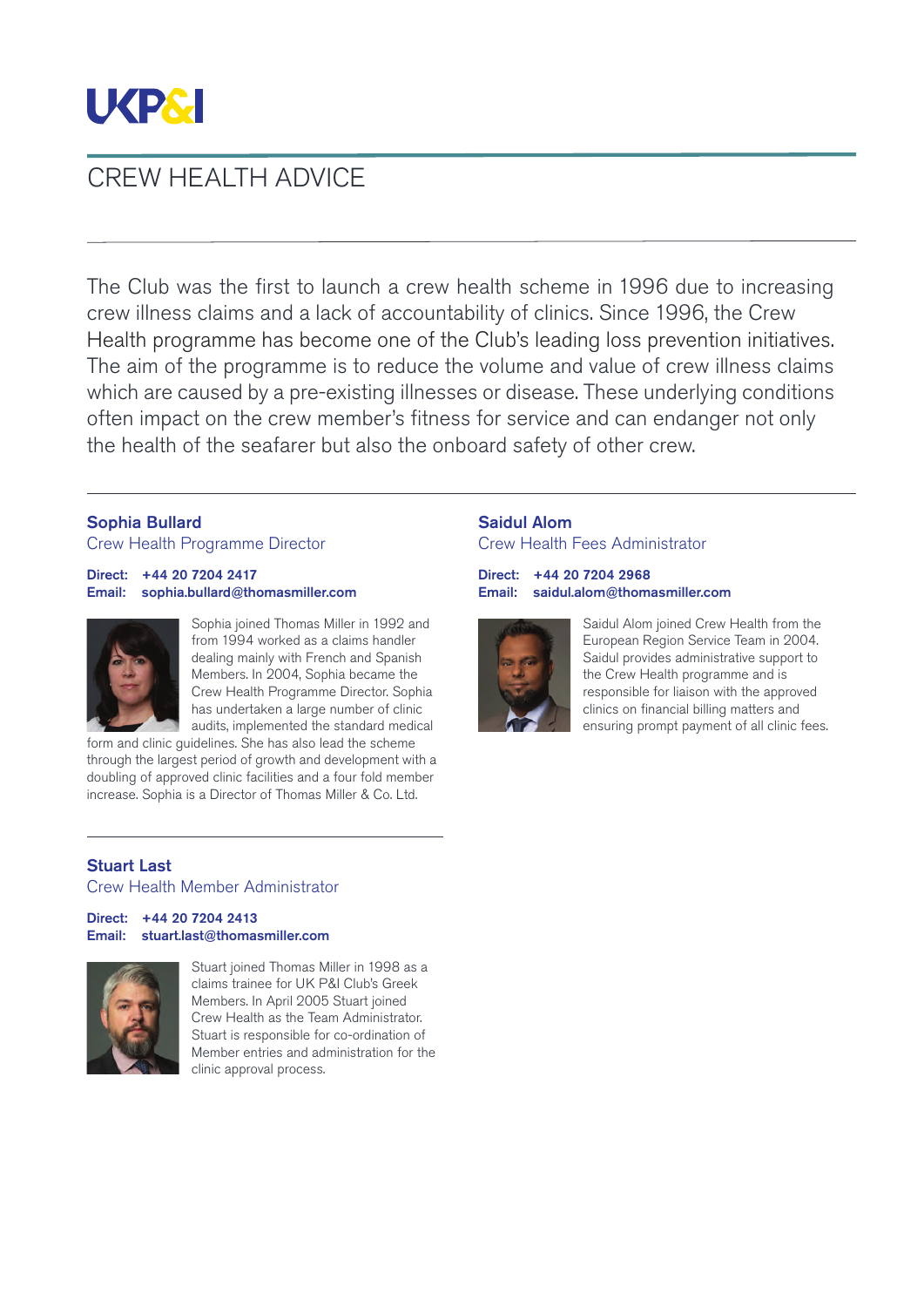UKP&I

# CREW HEALTH ADVICE

The Club was the first to launch a crew health scheme in 1996 due to increasing crew illness claims and a lack of accountability of clinics. Since 1996, the Crew Health programme has become one of the Club's leading loss prevention initiatives. The aim of the programme is to reduce the volume and value of crew illness claims which are caused by a pre-existing illnesses or disease. These underlying conditions often impact on the crew member's fitness for service and can endanger not only the health of the seafarer but also the onboard safety of other crew.

## Sophia Bullard

Crew Health Programme Director

**Direct:** **+44 20 7204 2417**
**Email:** **sophia.bullard@thomasmiller.com**

Sophia joined Thomas Miller in 1992 and from 1994 worked as a claims handler dealing mainly with French and Spanish Members. In 2004, Sophia became the Crew Health Programme Director. Sophia has undertaken a large number of clinic audits, implemented the standard medical form and clinic guidelines. She has also lead the scheme through the largest period of growth and development with a doubling of approved clinic facilities and a four fold member increase. Sophia is a Director of Thomas Miller & Co. Ltd.

## Stuart Last

Crew Health Member Administrator

**Direct:** **+44 20 7204 2413**
**Email:** **stuart.last@thomasmiller.com**

Stuart joined Thomas Miller in 1998 as a claims trainee for UK P&I Club's Greek Members. In April 2005 Stuart joined Crew Health as the Team Administrator. Stuart is responsible for co-ordination of Member entries and administration for the clinic approval process.

## Saidul Alom

Crew Health Fees Administrator

**Direct:** **+44 20 7204 2968**
**Email:** **saidul.alom@thomasmiller.com**

Saidul Alom joined Crew Health from the European Region Service Team in 2004. Saidul provides administrative support to the Crew Health programme and is responsible for liaison with the approved clinics on financial billing matters and ensuring prompt payment of all clinic fees.